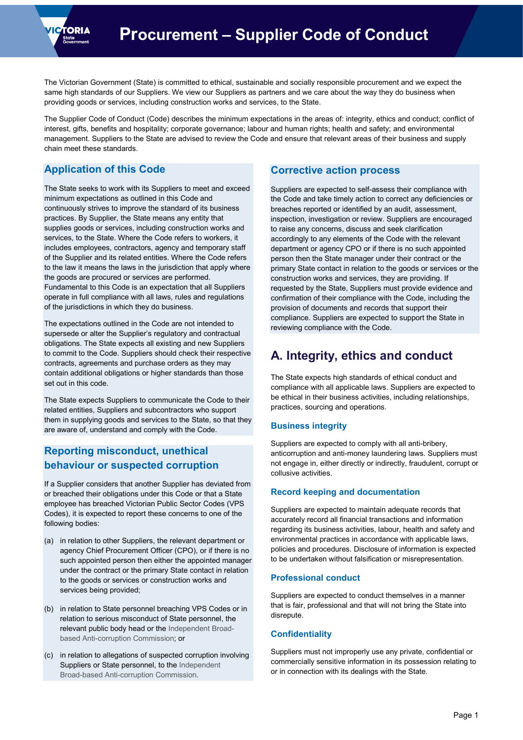# Procurement – Supplier Code of Conduct

The Victorian Government (State) is committed to ethical, sustainable and socially responsible procurement and we expect the same high standards of our Suppliers. We view our Suppliers as partners and we care about the way they do business when providing goods or services, including construction works and services, to the State.

The Supplier Code of Conduct (Code) describes the minimum expectations in the areas of: integrity, ethics and conduct; conflict of interest, gifts, benefits and hospitality; corporate governance; labour and human rights; health and safety; and environmental management. Suppliers to the State are advised to review the Code and ensure that relevant areas of their business and supply chain meet these standards.

## Application of this Code

The State seeks to work with its Suppliers to meet and exceed minimum expectations as outlined in this Code and continuously strives to improve the standard of its business practices. By Supplier, the State means any entity that supplies goods or services, including construction works and services, to the State. Where the Code refers to workers, it includes employees, contractors, agency and temporary staff of the Supplier and its related entities. Where the Code refers to the law it means the laws in the jurisdiction that apply where the goods are procured or services are performed. Fundamental to this Code is an expectation that all Suppliers operate in full compliance with all laws, rules and regulations of the jurisdictions in which they do business.

The expectations outlined in the Code are not intended to supersede or alter the Supplier's regulatory and contractual obligations. The State expects all existing and new Suppliers to commit to the Code. Suppliers should check their respective contracts, agreements and purchase orders as they may contain additional obligations or higher standards than those set out in this code.

The State expects Suppliers to communicate the Code to their related entities, Suppliers and subcontractors who support them in supplying goods and services to the State, so that they are aware of, understand and comply with the Code.

## Reporting misconduct, unethical behaviour or suspected corruption

If a Supplier considers that another Supplier has deviated from or breached their obligations under this Code or that a State employee has breached Victorian Public Sector Codes (VPS Codes), it is expected to report these concerns to one of the following bodies:

(a) in relation to other Suppliers, the relevant department or agency Chief Procurement Officer (CPO), or if there is no such appointed person then either the appointed manager under the contract or the primary State contact in relation to the goods or services or construction works and services being provided;

(b) in relation to State personnel breaching VPS Codes or in relation to serious misconduct of State personnel, the relevant public body head or the Independent Broad-based Anti-corruption Commission; or

(c) in relation to allegations of suspected corruption involving Suppliers or State personnel, to the Independent Broad-based Anti-corruption Commission.

## Corrective action process

Suppliers are expected to self-assess their compliance with the Code and take timely action to correct any deficiencies or breaches reported or identified by an audit, assessment, inspection, investigation or review. Suppliers are encouraged to raise any concerns, discuss and seek clarification accordingly to any elements of the Code with the relevant department or agency CPO or if there is no such appointed person then the State manager under their contract or the primary State contact in relation to the goods or services or the construction works and services, they are providing. If requested by the State, Suppliers must provide evidence and confirmation of their compliance with the Code, including the provision of documents and records that support their compliance. Suppliers are expected to support the State in reviewing compliance with the Code.

# A. Integrity, ethics and conduct

The State expects high standards of ethical conduct and compliance with all applicable laws. Suppliers are expected to be ethical in their business activities, including relationships, practices, sourcing and operations.

### Business integrity

Suppliers are expected to comply with all anti-bribery, anticorruption and anti-money laundering laws. Suppliers must not engage in, either directly or indirectly, fraudulent, corrupt or collusive activities.

### Record keeping and documentation

Suppliers are expected to maintain adequate records that accurately record all financial transactions and information regarding its business activities, labour, health and safety and environmental practices in accordance with applicable laws, policies and procedures. Disclosure of information is expected to be undertaken without falsification or misrepresentation.

### Professional conduct

Suppliers are expected to conduct themselves in a manner that is fair, professional and that will not bring the State into disrepute.

### Confidentiality

Suppliers must not improperly use any private, confidential or commercially sensitive information in its possession relating to or in connection with its dealings with the State.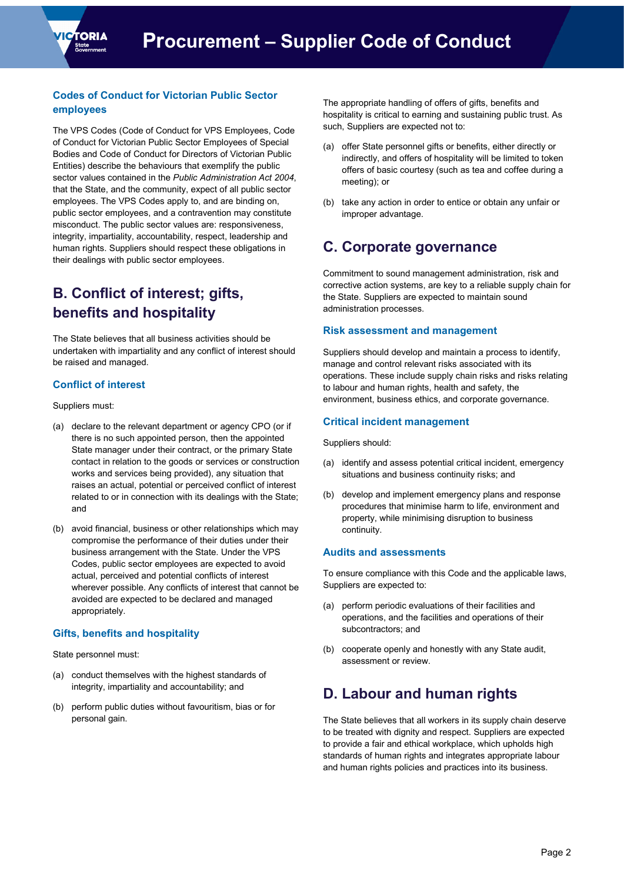### Codes of Conduct for Victorian Public Sector employees

The VPS Codes (Code of Conduct for VPS Employees, Code of Conduct for Victorian Public Sector Employees of Special Bodies and Code of Conduct for Directors of Victorian Public Entities) describe the behaviours that exemplify the public sector values contained in the *Public Administration Act 2004*, that the State, and the community, expect of all public sector employees. The VPS Codes apply to, and are binding on, public sector employees, and a contravention may constitute misconduct. The public sector values are: responsiveness, integrity, impartiality, accountability, respect, leadership and human rights. Suppliers should respect these obligations in their dealings with public sector employees.

## B. Conflict of interest; gifts, benefits and hospitality

The State believes that all business activities should be undertaken with impartiality and any conflict of interest should be raised and managed.

### Conflict of interest

Suppliers must:

(a) declare to the relevant department or agency CPO (or if there is no such appointed person, then the appointed State manager under their contract, or the primary State contact in relation to the goods or services or construction works and services being provided), any situation that raises an actual, potential or perceived conflict of interest related to or in connection with its dealings with the State; and

(b) avoid financial, business or other relationships which may compromise the performance of their duties under their business arrangement with the State. Under the VPS Codes, public sector employees are expected to avoid actual, perceived and potential conflicts of interest wherever possible. Any conflicts of interest that cannot be avoided are expected to be declared and managed appropriately.

### Gifts, benefits and hospitality

State personnel must:

(a) conduct themselves with the highest standards of integrity, impartiality and accountability; and

(b) perform public duties without favouritism, bias or for personal gain.

The appropriate handling of offers of gifts, benefits and hospitality is critical to earning and sustaining public trust. As such, Suppliers are expected not to:

(a) offer State personnel gifts or benefits, either directly or indirectly, and offers of hospitality will be limited to token offers of basic courtesy (such as tea and coffee during a meeting); or

(b) take any action in order to entice or obtain any unfair or improper advantage.

## C. Corporate governance

Commitment to sound management administration, risk and corrective action systems, are key to a reliable supply chain for the State. Suppliers are expected to maintain sound administration processes.

### Risk assessment and management

Suppliers should develop and maintain a process to identify, manage and control relevant risks associated with its operations. These include supply chain risks and risks relating to labour and human rights, health and safety, the environment, business ethics, and corporate governance.

### Critical incident management

Suppliers should:

(a) identify and assess potential critical incident, emergency situations and business continuity risks; and

(b) develop and implement emergency plans and response procedures that minimise harm to life, environment and property, while minimising disruption to business continuity.

### Audits and assessments

To ensure compliance with this Code and the applicable laws, Suppliers are expected to:

(a) perform periodic evaluations of their facilities and operations, and the facilities and operations of their subcontractors; and

(b) cooperate openly and honestly with any State audit, assessment or review.

## D. Labour and human rights

The State believes that all workers in its supply chain deserve to be treated with dignity and respect. Suppliers are expected to provide a fair and ethical workplace, which upholds high standards of human rights and integrates appropriate labour and human rights policies and practices into its business.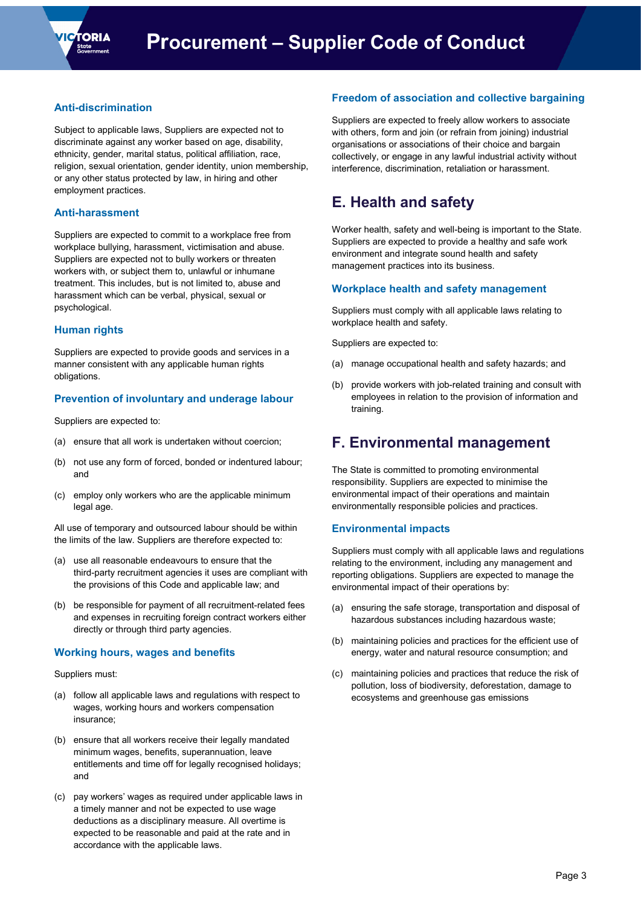### Anti-discrimination

Subject to applicable laws, Suppliers are expected not to discriminate against any worker based on age, disability, ethnicity, gender, marital status, political affiliation, race, religion, sexual orientation, gender identity, union membership, or any other status protected by law, in hiring and other employment practices.

### Anti-harassment

Suppliers are expected to commit to a workplace free from workplace bullying, harassment, victimisation and abuse. Suppliers are expected not to bully workers or threaten workers with, or subject them to, unlawful or inhumane treatment. This includes, but is not limited to, abuse and harassment which can be verbal, physical, sexual or psychological.

### Human rights

Suppliers are expected to provide goods and services in a manner consistent with any applicable human rights obligations.

### Prevention of involuntary and underage labour

Suppliers are expected to:

(a) ensure that all work is undertaken without coercion;

(b) not use any form of forced, bonded or indentured labour; and

(c) employ only workers who are the applicable minimum legal age.

All use of temporary and outsourced labour should be within the limits of the law. Suppliers are therefore expected to:

(a) use all reasonable endeavours to ensure that the third-party recruitment agencies it uses are compliant with the provisions of this Code and applicable law; and

(b) be responsible for payment of all recruitment-related fees and expenses in recruiting foreign contract workers either directly or through third party agencies.

### Working hours, wages and benefits

Suppliers must:

(a) follow all applicable laws and regulations with respect to wages, working hours and workers compensation insurance;

(b) ensure that all workers receive their legally mandated minimum wages, benefits, superannuation, leave entitlements and time off for legally recognised holidays; and

(c) pay workers' wages as required under applicable laws in a timely manner and not be expected to use wage deductions as a disciplinary measure. All overtime is expected to be reasonable and paid at the rate and in accordance with the applicable laws.

### Freedom of association and collective bargaining

Suppliers are expected to freely allow workers to associate with others, form and join (or refrain from joining) industrial organisations or associations of their choice and bargain collectively, or engage in any lawful industrial activity without interference, discrimination, retaliation or harassment.

## E. Health and safety

Worker health, safety and well-being is important to the State. Suppliers are expected to provide a healthy and safe work environment and integrate sound health and safety management practices into its business.

### Workplace health and safety management

Suppliers must comply with all applicable laws relating to workplace health and safety.

Suppliers are expected to:

(a) manage occupational health and safety hazards; and

(b) provide workers with job-related training and consult with employees in relation to the provision of information and training.

## F. Environmental management

The State is committed to promoting environmental responsibility. Suppliers are expected to minimise the environmental impact of their operations and maintain environmentally responsible policies and practices.

### Environmental impacts

Suppliers must comply with all applicable laws and regulations relating to the environment, including any management and reporting obligations. Suppliers are expected to manage the environmental impact of their operations by:

(a) ensuring the safe storage, transportation and disposal of hazardous substances including hazardous waste;

(b) maintaining policies and practices for the efficient use of energy, water and natural resource consumption; and

(c) maintaining policies and practices that reduce the risk of pollution, loss of biodiversity, deforestation, damage to ecosystems and greenhouse gas emissions